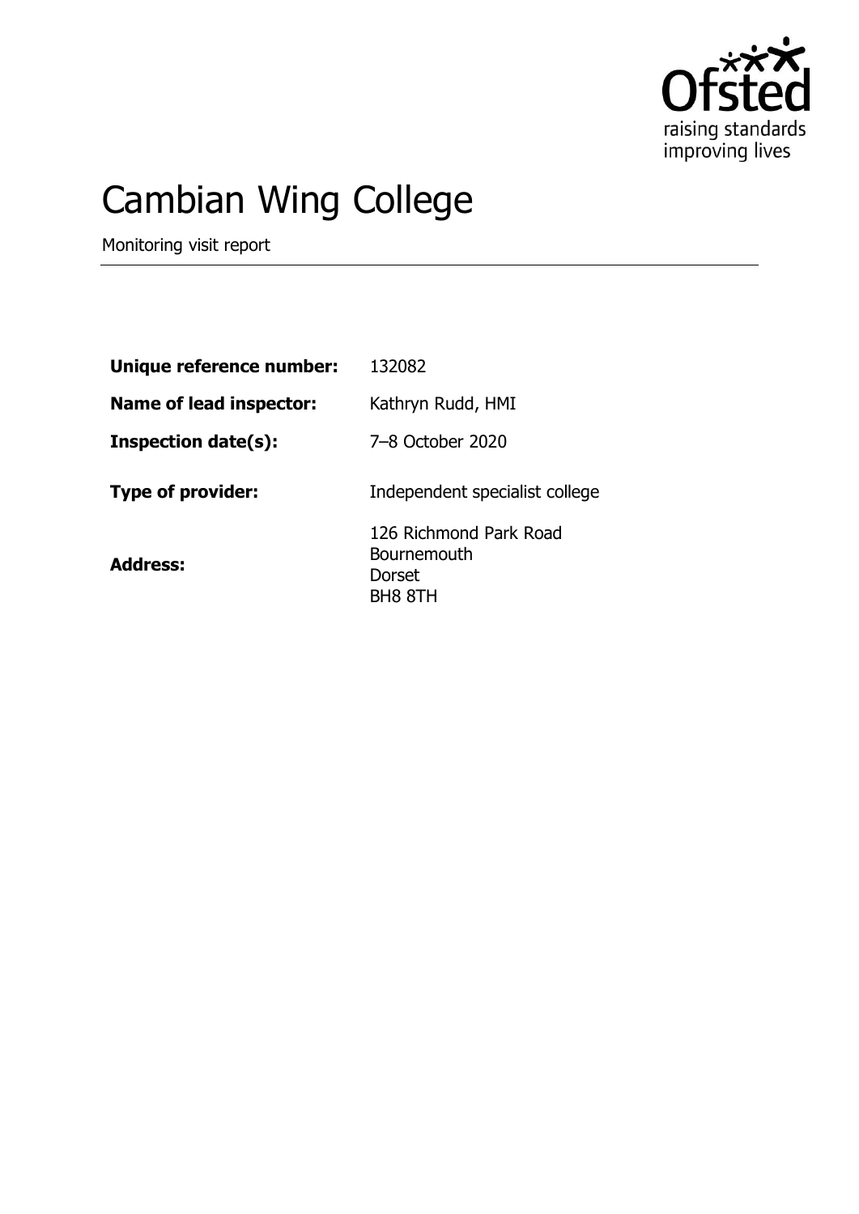# Cambian Wing College

Monitoring visit report

| | |
|---|---|
| **Unique reference number:** | 132082 |
| **Name of lead inspector:** | Kathryn Rudd, HMI |
| **Inspection date(s):** | 7–8 October 2020 |
| **Type of provider:** | Independent specialist college |
| **Address:** | 126 Richmond Park Road<br>Bournemouth<br>Dorset<br>BH8 8TH |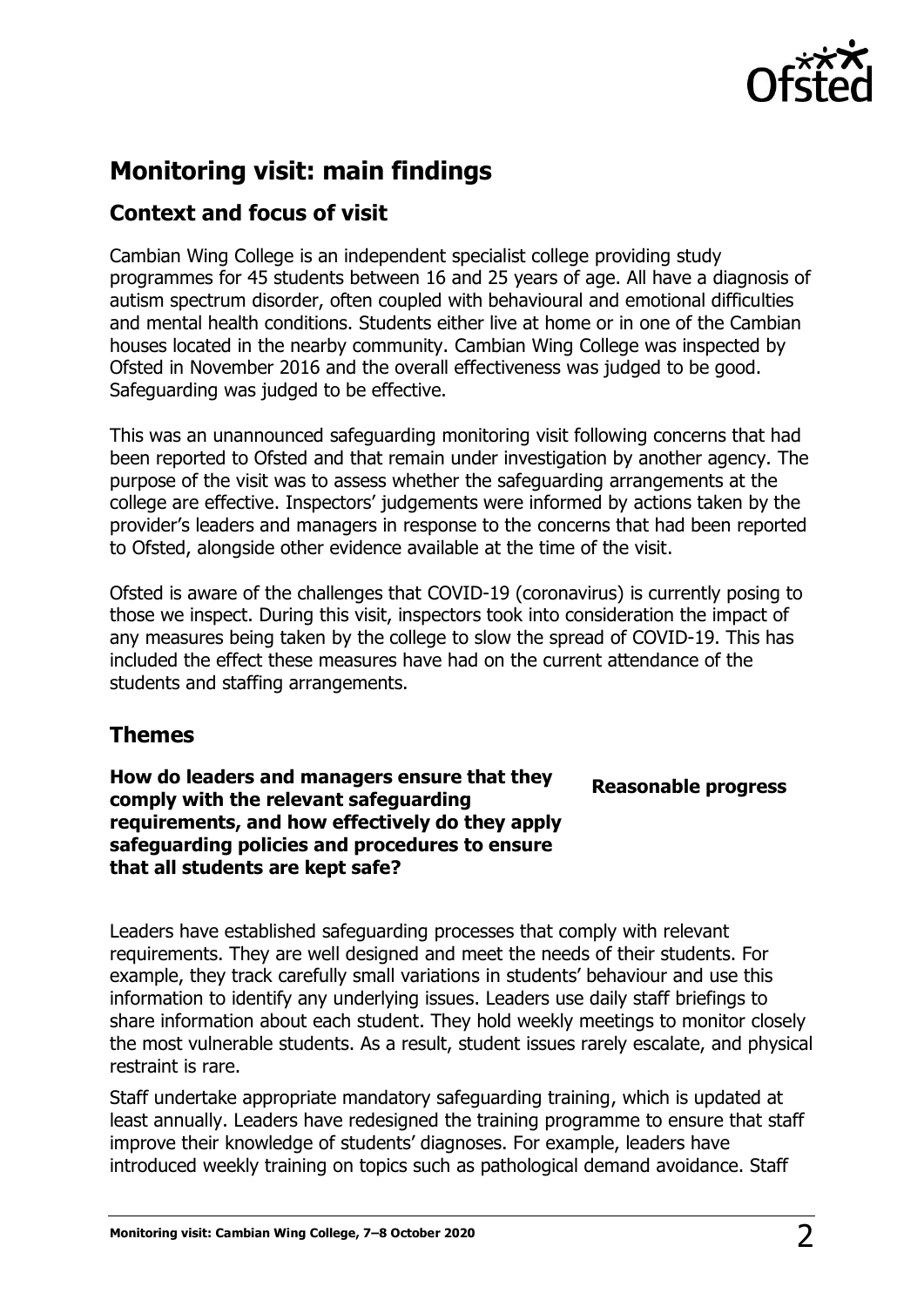## Monitoring visit: main findings

### Context and focus of visit

Cambian Wing College is an independent specialist college providing study programmes for 45 students between 16 and 25 years of age. All have a diagnosis of autism spectrum disorder, often coupled with behavioural and emotional difficulties and mental health conditions. Students either live at home or in one of the Cambian houses located in the nearby community. Cambian Wing College was inspected by Ofsted in November 2016 and the overall effectiveness was judged to be good. Safeguarding was judged to be effective.

This was an unannounced safeguarding monitoring visit following concerns that had been reported to Ofsted and that remain under investigation by another agency. The purpose of the visit was to assess whether the safeguarding arrangements at the college are effective. Inspectors' judgements were informed by actions taken by the provider's leaders and managers in response to the concerns that had been reported to Ofsted, alongside other evidence available at the time of the visit.

Ofsted is aware of the challenges that COVID-19 (coronavirus) is currently posing to those we inspect. During this visit, inspectors took into consideration the impact of any measures being taken by the college to slow the spread of COVID-19. This has included the effect these measures have had on the current attendance of the students and staffing arrangements.

### Themes

**How do leaders and managers ensure that they comply with the relevant safeguarding requirements, and how effectively do they apply safeguarding policies and procedures to ensure that all students are kept safe?**

**Reasonable progress**

Leaders have established safeguarding processes that comply with relevant requirements. They are well designed and meet the needs of their students. For example, they track carefully small variations in students' behaviour and use this information to identify any underlying issues. Leaders use daily staff briefings to share information about each student. They hold weekly meetings to monitor closely the most vulnerable students. As a result, student issues rarely escalate, and physical restraint is rare.

Staff undertake appropriate mandatory safeguarding training, which is updated at least annually. Leaders have redesigned the training programme to ensure that staff improve their knowledge of students' diagnoses. For example, leaders have introduced weekly training on topics such as pathological demand avoidance. Staff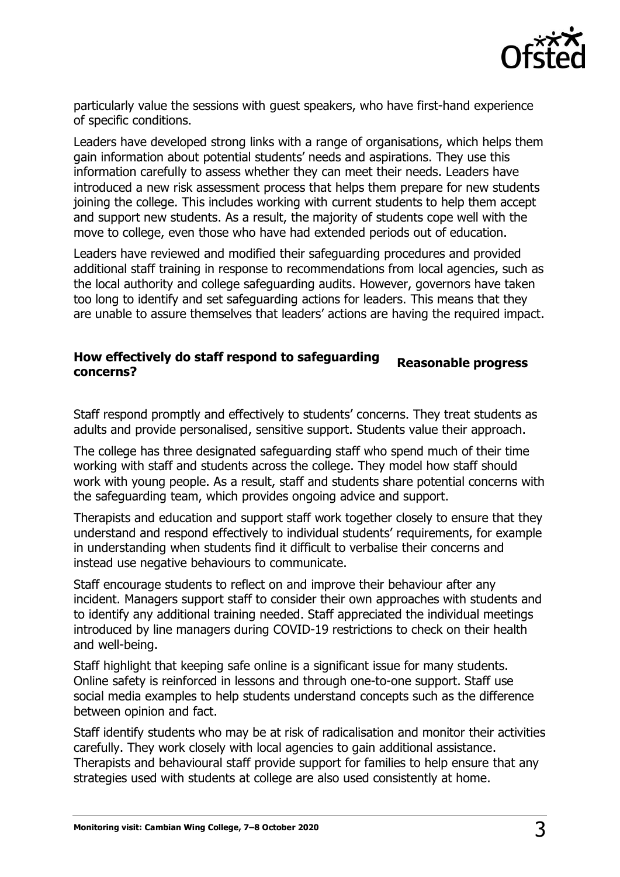particularly value the sessions with guest speakers, who have first-hand experience of specific conditions.

Leaders have developed strong links with a range of organisations, which helps them gain information about potential students' needs and aspirations. They use this information carefully to assess whether they can meet their needs. Leaders have introduced a new risk assessment process that helps them prepare for new students joining the college. This includes working with current students to help them accept and support new students. As a result, the majority of students cope well with the move to college, even those who have had extended periods out of education.

Leaders have reviewed and modified their safeguarding procedures and provided additional staff training in response to recommendations from local agencies, such as the local authority and college safeguarding audits. However, governors have taken too long to identify and set safeguarding actions for leaders. This means that they are unable to assure themselves that leaders' actions are having the required impact.

| **How effectively do staff respond to safeguarding concerns?** | **Reasonable progress** |
| --- | --- |

Staff respond promptly and effectively to students' concerns. They treat students as adults and provide personalised, sensitive support. Students value their approach.

The college has three designated safeguarding staff who spend much of their time working with staff and students across the college. They model how staff should work with young people. As a result, staff and students share potential concerns with the safeguarding team, which provides ongoing advice and support.

Therapists and education and support staff work together closely to ensure that they understand and respond effectively to individual students' requirements, for example in understanding when students find it difficult to verbalise their concerns and instead use negative behaviours to communicate.

Staff encourage students to reflect on and improve their behaviour after any incident. Managers support staff to consider their own approaches with students and to identify any additional training needed. Staff appreciated the individual meetings introduced by line managers during COVID-19 restrictions to check on their health and well-being.

Staff highlight that keeping safe online is a significant issue for many students. Online safety is reinforced in lessons and through one-to-one support. Staff use social media examples to help students understand concepts such as the difference between opinion and fact.

Staff identify students who may be at risk of radicalisation and monitor their activities carefully. They work closely with local agencies to gain additional assistance. Therapists and behavioural staff provide support for families to help ensure that any strategies used with students at college are also used consistently at home.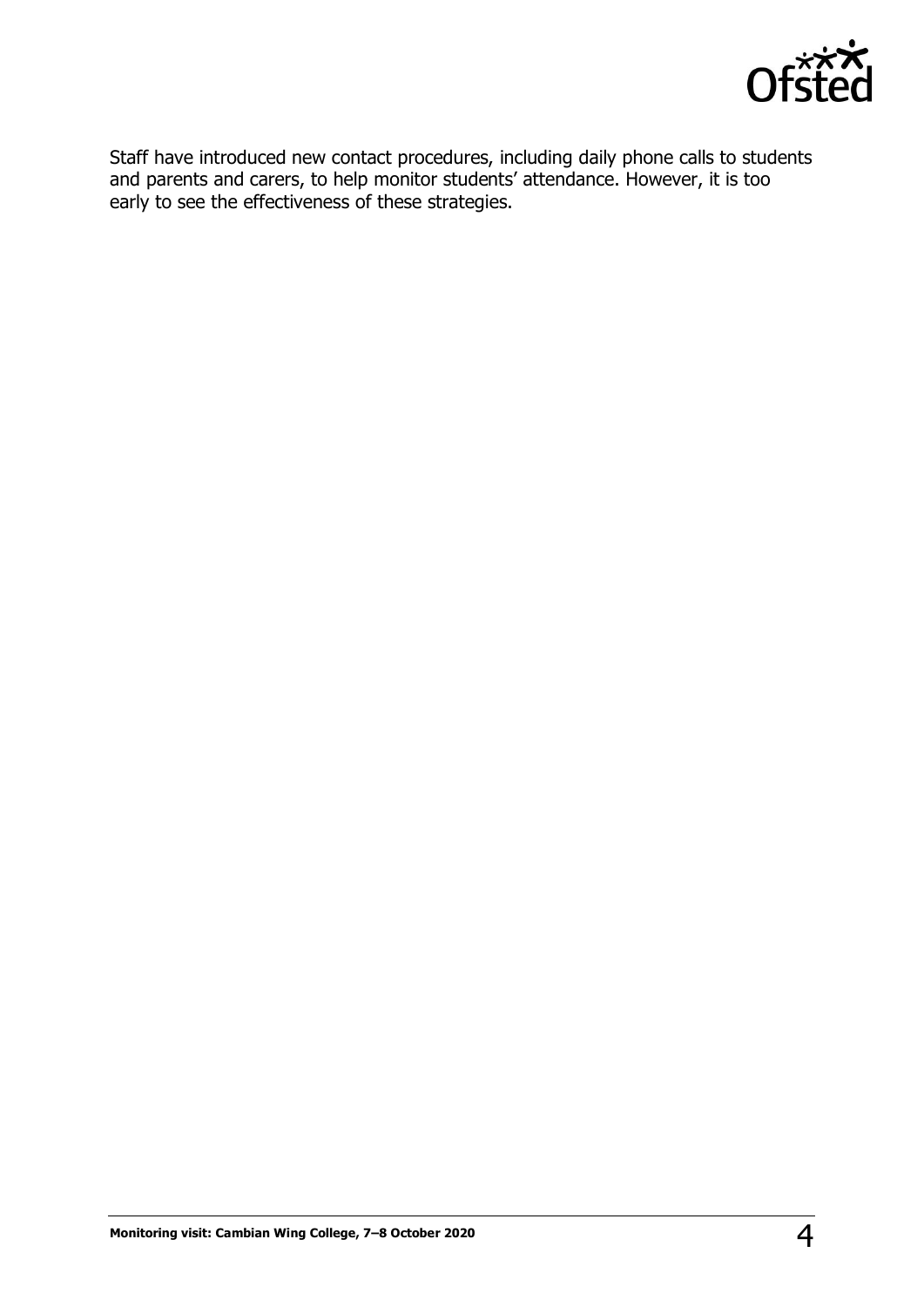Staff have introduced new contact procedures, including daily phone calls to students and parents and carers, to help monitor students' attendance. However, it is too early to see the effectiveness of these strategies.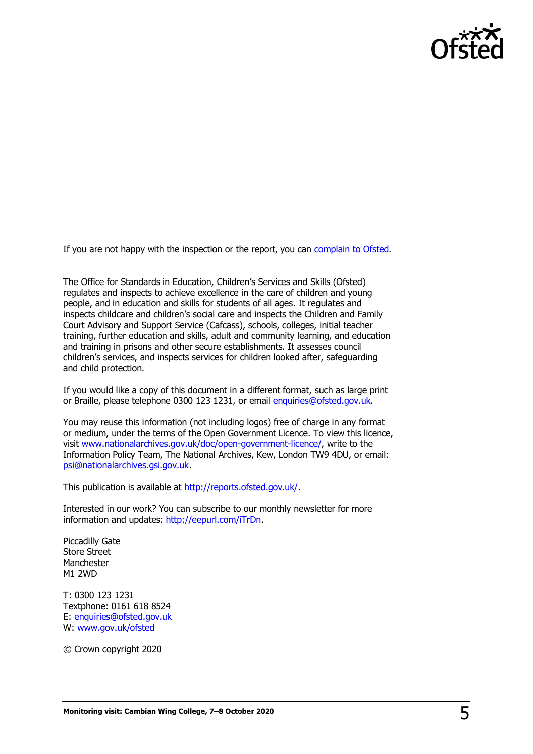If you are not happy with the inspection or the report, you can complain to Ofsted.

The Office for Standards in Education, Children's Services and Skills (Ofsted) regulates and inspects to achieve excellence in the care of children and young people, and in education and skills for students of all ages. It regulates and inspects childcare and children's social care and inspects the Children and Family Court Advisory and Support Service (Cafcass), schools, colleges, initial teacher training, further education and skills, adult and community learning, and education and training in prisons and other secure establishments. It assesses council children's services, and inspects services for children looked after, safeguarding and child protection.

If you would like a copy of this document in a different format, such as large print or Braille, please telephone 0300 123 1231, or email enquiries@ofsted.gov.uk.

You may reuse this information (not including logos) free of charge in any format or medium, under the terms of the Open Government Licence. To view this licence, visit www.nationalarchives.gov.uk/doc/open-government-licence/, write to the Information Policy Team, The National Archives, Kew, London TW9 4DU, or email: psi@nationalarchives.gsi.gov.uk.

This publication is available at http://reports.ofsted.gov.uk/.

Interested in our work? You can subscribe to our monthly newsletter for more information and updates: http://eepurl.com/iTrDn.

Piccadilly Gate
Store Street
Manchester
M1 2WD

T: 0300 123 1231
Textphone: 0161 618 8524
E: enquiries@ofsted.gov.uk
W: www.gov.uk/ofsted

© Crown copyright 2020